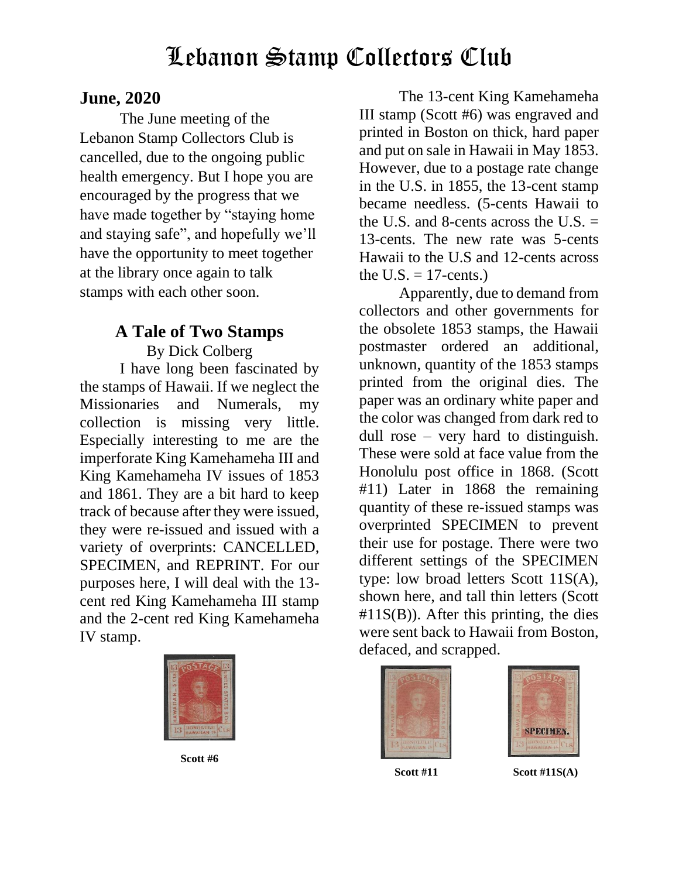# Lebanon Stamp Collectors Club

## June, 2020

The June meeting of the Lebanon Stamp Collectors Club is cancelled, due to the ongoing public health emergency. But I hope you are encouraged by the progress that we have made together by "staying home and staying safe", and hopefully we'll have the opportunity to meet together at the library once again to talk stamps with each other soon.

## A Tale of Two Stamps

By Dick Colberg

I have long been fascinated by the stamps of Hawaii. If we neglect the Missionaries and Numerals, my collection is missing very little. Especially interesting to me are the imperforate King Kamehameha III and King Kamehameha IV issues of 1853 and 1861. They are a bit hard to keep track of because after they were issued, they were re-issued and issued with a variety of overprints: CANCELLED, SPECIMEN, and REPRINT. For our purposes here, I will deal with the 13-cent red King Kamehameha III stamp and the 2-cent red King Kamehameha IV stamp.

**Scott #6**

The 13-cent King Kamehameha III stamp (Scott #6) was engraved and printed in Boston on thick, hard paper and put on sale in Hawaii in May 1853. However, due to a postage rate change in the U.S. in 1855, the 13-cent stamp became needless. (5-cents Hawaii to the U.S. and 8-cents across the U.S. = 13-cents. The new rate was 5-cents Hawaii to the U.S and 12-cents across the U.S. = 17-cents.)

Apparently, due to demand from collectors and other governments for the obsolete 1853 stamps, the Hawaii postmaster ordered an additional, unknown, quantity of the 1853 stamps printed from the original dies. The paper was an ordinary white paper and the color was changed from dark red to dull rose – very hard to distinguish. These were sold at face value from the Honolulu post office in 1868. (Scott #11) Later in 1868 the remaining quantity of these re-issued stamps was overprinted SPECIMEN to prevent their use for postage. There were two different settings of the SPECIMEN type: low broad letters Scott 11S(A), shown here, and tall thin letters (Scott #11S(B)). After this printing, the dies were sent back to Hawaii from Boston, defaced, and scrapped.

**Scott #11**

**Scott #11S(A)**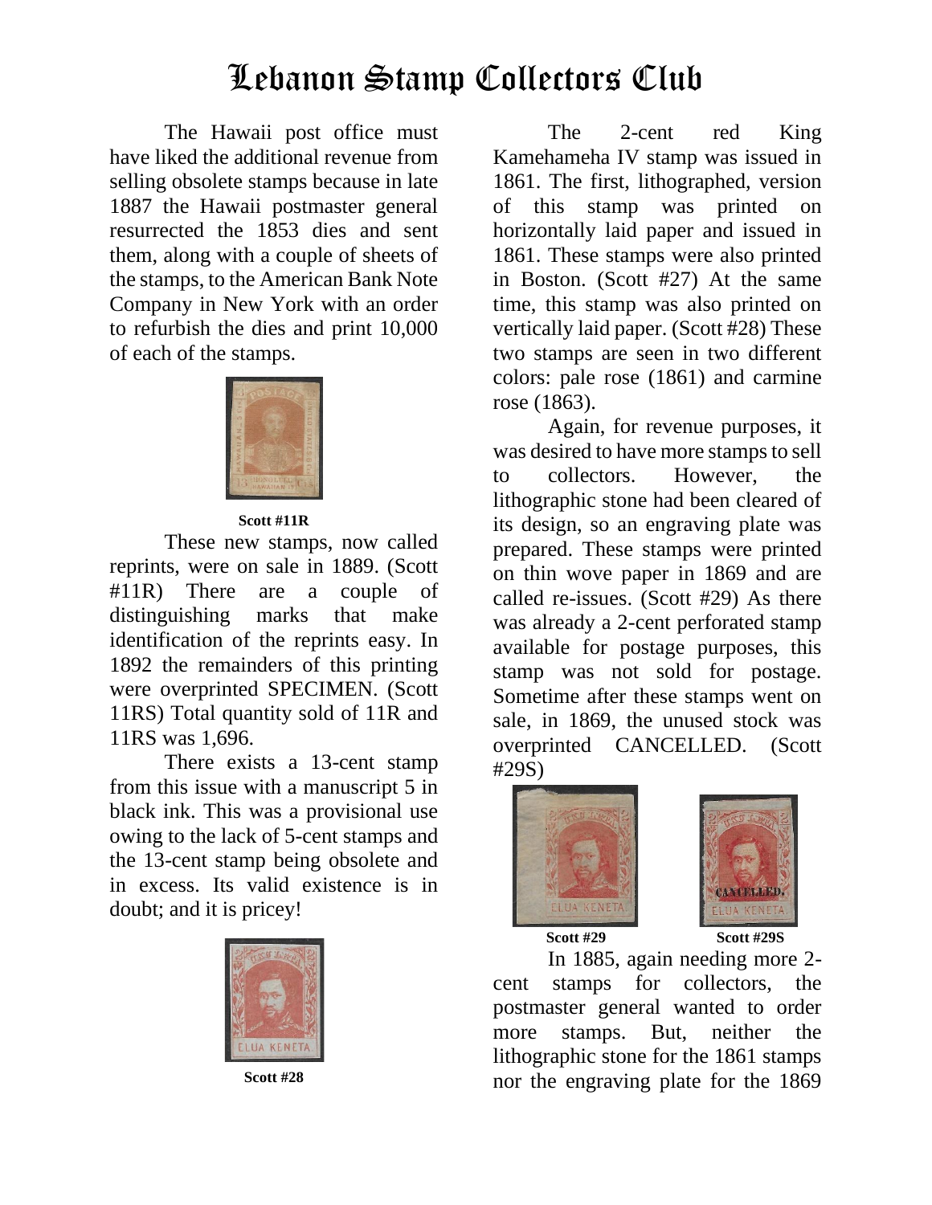The Hawaii post office must have liked the additional revenue from selling obsolete stamps because in late 1887 the Hawaii postmaster general resurrected the 1853 dies and sent them, along with a couple of sheets of the stamps, to the American Bank Note Company in New York with an order to refurbish the dies and print 10,000 of each of the stamps.

**Scott #11R**

These new stamps, now called reprints, were on sale in 1889. (Scott #11R) There are a couple of distinguishing marks that make identification of the reprints easy. In 1892 the remainders of this printing were overprinted SPECIMEN. (Scott 11RS) Total quantity sold of 11R and 11RS was 1,696.

There exists a 13-cent stamp from this issue with a manuscript 5 in black ink. This was a provisional use owing to the lack of 5-cent stamps and the 13-cent stamp being obsolete and in excess. Its valid existence is in doubt; and it is pricey!

**Scott #28**

The 2-cent red King Kamehameha IV stamp was issued in 1861. The first, lithographed, version of this stamp was printed on horizontally laid paper and issued in 1861. These stamps were also printed in Boston. (Scott #27) At the same time, this stamp was also printed on vertically laid paper. (Scott #28) These two stamps are seen in two different colors: pale rose (1861) and carmine rose (1863).

Again, for revenue purposes, it was desired to have more stamps to sell to collectors. However, the lithographic stone had been cleared of its design, so an engraving plate was prepared. These stamps were printed on thin wove paper in 1869 and are called re-issues. (Scott #29) As there was already a 2-cent perforated stamp available for postage purposes, this stamp was not sold for postage. Sometime after these stamps went on sale, in 1869, the unused stock was overprinted CANCELLED. (Scott #29S)

**Scott #29** **Scott #29S**

In 1885, again needing more 2-cent stamps for collectors, the postmaster general wanted to order more stamps. But, neither the lithographic stone for the 1861 stamps nor the engraving plate for the 1869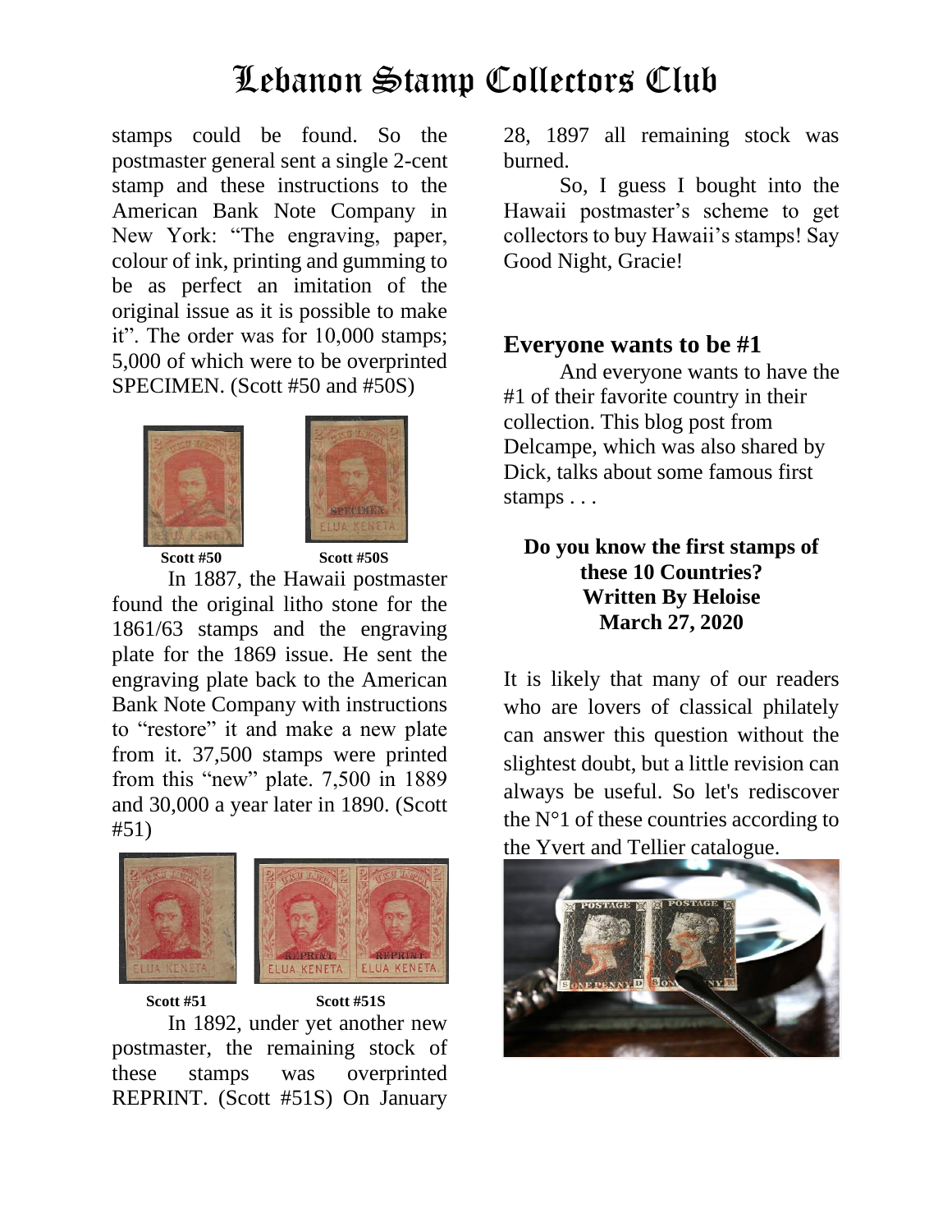stamps could be found. So the postmaster general sent a single 2-cent stamp and these instructions to the American Bank Note Company in New York: "The engraving, paper, colour of ink, printing and gumming to be as perfect an imitation of the original issue as it is possible to make it". The order was for 10,000 stamps; 5,000 of which were to be overprinted SPECIMEN. (Scott #50 and #50S)

**Scott #50** **Scott #50S**

In 1887, the Hawaii postmaster found the original litho stone for the 1861/63 stamps and the engraving plate for the 1869 issue. He sent the engraving plate back to the American Bank Note Company with instructions to "restore" it and make a new plate from it. 37,500 stamps were printed from this "new" plate. 7,500 in 1889 and 30,000 a year later in 1890. (Scott #51)

**Scott #51** **Scott #51S**

In 1892, under yet another new postmaster, the remaining stock of these stamps was overprinted REPRINT. (Scott #51S) On January 28, 1897 all remaining stock was burned.

So, I guess I bought into the Hawaii postmaster's scheme to get collectors to buy Hawaii's stamps! Say Good Night, Gracie!

## Everyone wants to be #1

And everyone wants to have the #1 of their favorite country in their collection. This blog post from Delcampe, which was also shared by Dick, talks about some famous first stamps . . .

**Do you know the first stamps of these 10 Countries?**
**Written By Heloise**
**March 27, 2020**

It is likely that many of our readers who are lovers of classical philately can answer this question without the slightest doubt, but a little revision can always be useful. So let's rediscover the N°1 of these countries according to the Yvert and Tellier catalogue.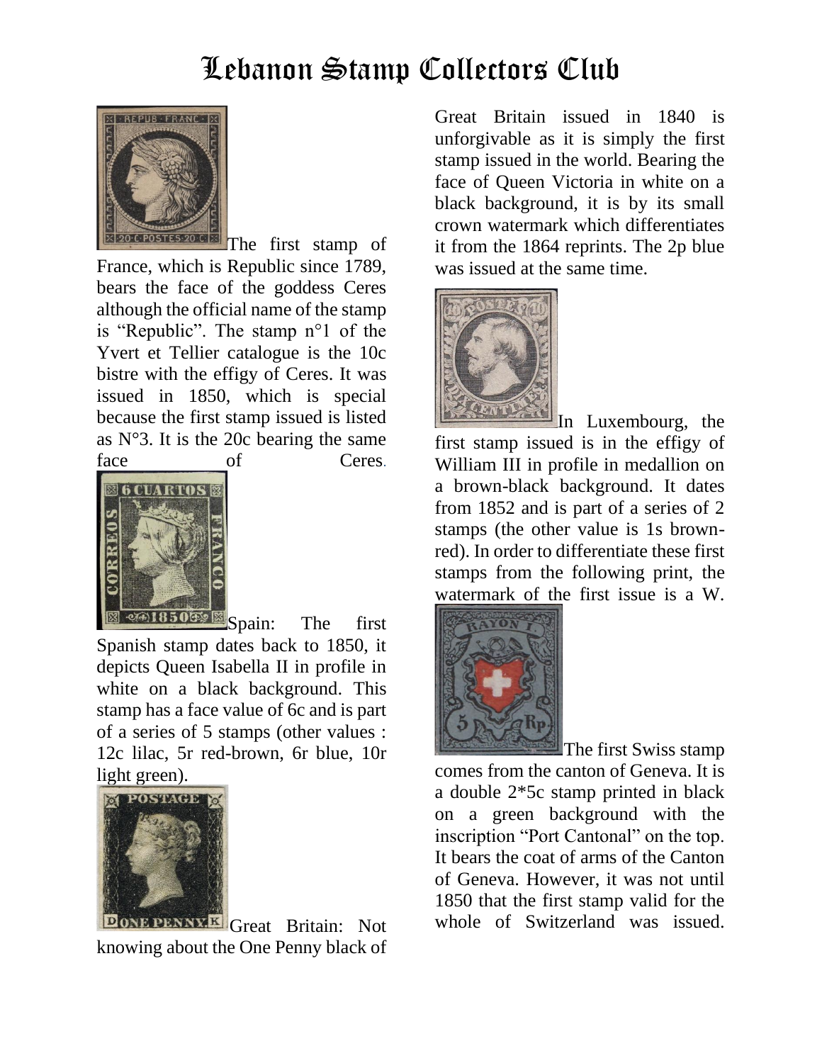# Lebanon Stamp Collectors Club

The first stamp of France, which is Republic since 1789, bears the face of the goddess Ceres although the official name of the stamp is "Republic". The stamp n°1 of the Yvert et Tellier catalogue is the 10c bistre with the effigy of Ceres. It was issued in 1850, which is special because the first stamp issued is listed as N°3. It is the 20c bearing the same face of Ceres.

Spain: The first Spanish stamp dates back to 1850, it depicts Queen Isabella II in profile in white on a black background. This stamp has a face value of 6c and is part of a series of 5 stamps (other values : 12c lilac, 5r red-brown, 6r blue, 10r light green).

Great Britain: Not knowing about the One Penny black of Great Britain issued in 1840 is unforgivable as it is simply the first stamp issued in the world. Bearing the face of Queen Victoria in white on a black background, it is by its small crown watermark which differentiates it from the 1864 reprints. The 2p blue was issued at the same time.

In Luxembourg, the first stamp issued is in the effigy of William III in profile in medallion on a brown-black background. It dates from 1852 and is part of a series of 2 stamps (the other value is 1s brown-red). In order to differentiate these first stamps from the following print, the watermark of the first issue is a W.

The first Swiss stamp comes from the canton of Geneva. It is a double 2*5c stamp printed in black on a green background with the inscription "Port Cantonal" on the top. It bears the coat of arms of the Canton of Geneva. However, it was not until 1850 that the first stamp valid for the whole of Switzerland was issued.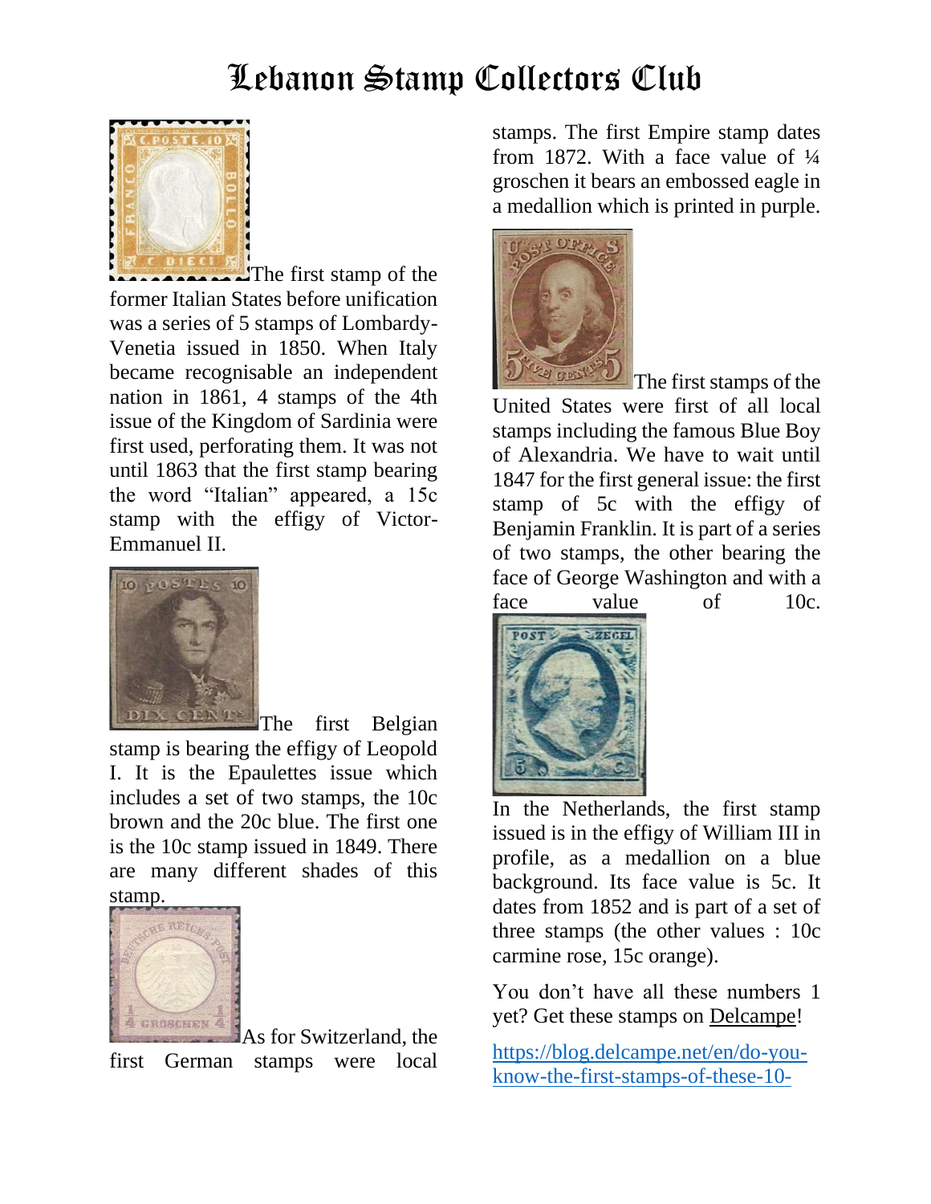# Lebanon Stamp Collectors Club

The first stamp of the former Italian States before unification was a series of 5 stamps of Lombardy-Venetia issued in 1850. When Italy became recognisable an independent nation in 1861, 4 stamps of the 4th issue of the Kingdom of Sardinia were first used, perforating them. It was not until 1863 that the first stamp bearing the word "Italian" appeared, a 15c stamp with the effigy of Victor-Emmanuel II.

The first Belgian stamp is bearing the effigy of Leopold I. It is the Epaulettes issue which includes a set of two stamps, the 10c brown and the 20c blue. The first one is the 10c stamp issued in 1849. There are many different shades of this stamp.

As for Switzerland, the first German stamps were local stamps. The first Empire stamp dates from 1872. With a face value of ¼ groschen it bears an embossed eagle in a medallion which is printed in purple.

The first stamps of the United States were first of all local stamps including the famous Blue Boy of Alexandria. We have to wait until 1847 for the first general issue: the first stamp of 5c with the effigy of Benjamin Franklin. It is part of a series of two stamps, the other bearing the face of George Washington and with a face value of 10c.

In the Netherlands, the first stamp issued is in the effigy of William III in profile, as a medallion on a blue background. Its face value is 5c. It dates from 1852 and is part of a set of three stamps (the other values : 10c carmine rose, 15c orange).

You don't have all these numbers 1 yet? Get these stamps on Delcampe!

https://blog.delcampe.net/en/do-you-know-the-first-stamps-of-these-10-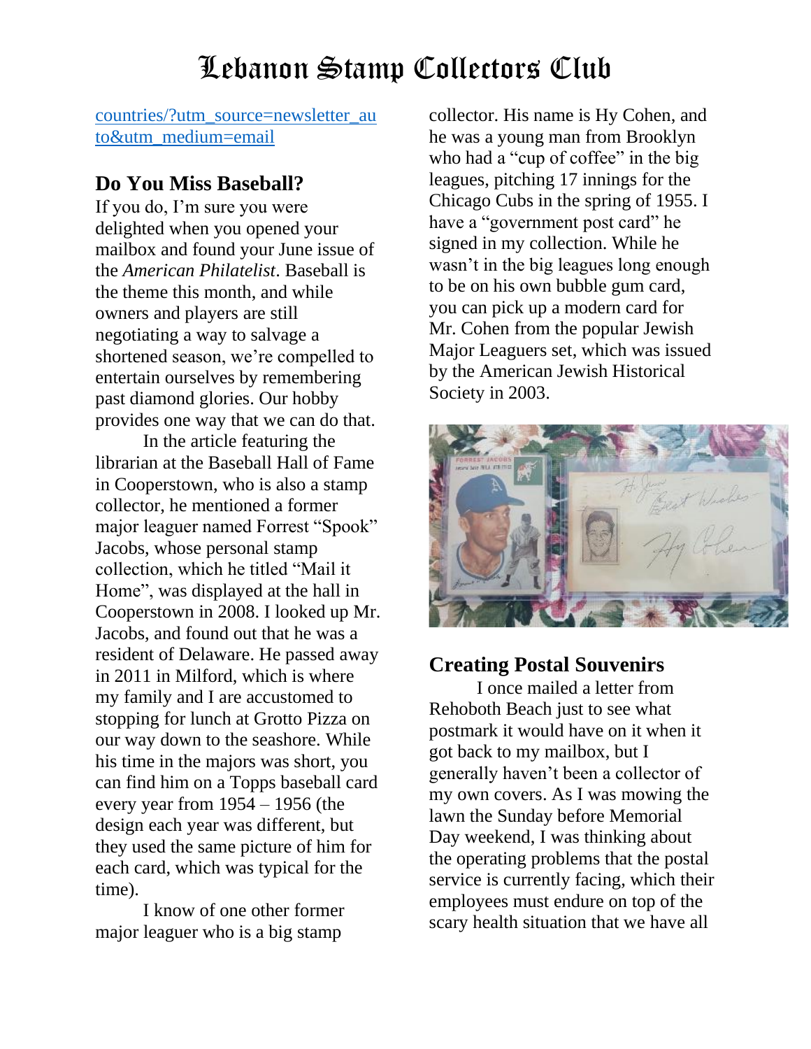countries/?utm_source=newsletter_auto&utm_medium=email

## Do You Miss Baseball?

If you do, I'm sure you were delighted when you opened your mailbox and found your June issue of the *American Philatelist*. Baseball is the theme this month, and while owners and players are still negotiating a way to salvage a shortened season, we're compelled to entertain ourselves by remembering past diamond glories. Our hobby provides one way that we can do that.

In the article featuring the librarian at the Baseball Hall of Fame in Cooperstown, who is also a stamp collector, he mentioned a former major leaguer named Forrest "Spook" Jacobs, whose personal stamp collection, which he titled "Mail it Home", was displayed at the hall in Cooperstown in 2008. I looked up Mr. Jacobs, and found out that he was a resident of Delaware. He passed away in 2011 in Milford, which is where my family and I are accustomed to stopping for lunch at Grotto Pizza on our way down to the seashore. While his time in the majors was short, you can find him on a Topps baseball card every year from 1954 – 1956 (the design each year was different, but they used the same picture of him for each card, which was typical for the time).

I know of one other former major leaguer who is a big stamp collector. His name is Hy Cohen, and he was a young man from Brooklyn who had a "cup of coffee" in the big leagues, pitching 17 innings for the Chicago Cubs in the spring of 1955. I have a "government post card" he signed in my collection. While he wasn't in the big leagues long enough to be on his own bubble gum card, you can pick up a modern card for Mr. Cohen from the popular Jewish Major Leaguers set, which was issued by the American Jewish Historical Society in 2003.

## Creating Postal Souvenirs

I once mailed a letter from Rehoboth Beach just to see what postmark it would have on it when it got back to my mailbox, but I generally haven't been a collector of my own covers. As I was mowing the lawn the Sunday before Memorial Day weekend, I was thinking about the operating problems that the postal service is currently facing, which their employees must endure on top of the scary health situation that we have all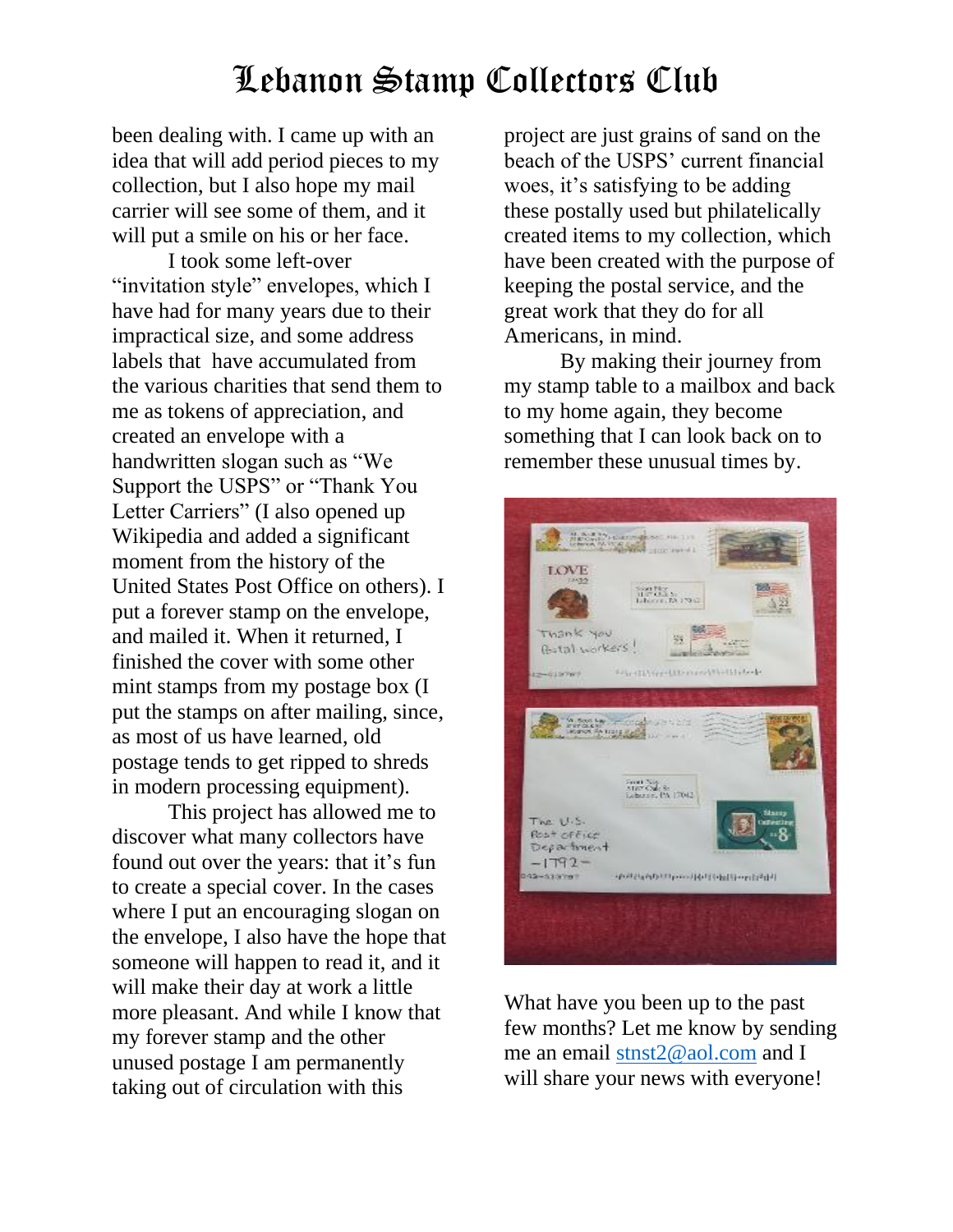# Lebanon Stamp Collectors Club

been dealing with. I came up with an idea that will add period pieces to my collection, but I also hope my mail carrier will see some of them, and it will put a smile on his or her face.

I took some left-over "invitation style" envelopes, which I have had for many years due to their impractical size, and some address labels that have accumulated from the various charities that send them to me as tokens of appreciation, and created an envelope with a handwritten slogan such as "We Support the USPS" or "Thank You Letter Carriers" (I also opened up Wikipedia and added a significant moment from the history of the United States Post Office on others). I put a forever stamp on the envelope, and mailed it. When it returned, I finished the cover with some other mint stamps from my postage box (I put the stamps on after mailing, since, as most of us have learned, old postage tends to get ripped to shreds in modern processing equipment).

This project has allowed me to discover what many collectors have found out over the years: that it's fun to create a special cover. In the cases where I put an encouraging slogan on the envelope, I also have the hope that someone will happen to read it, and it will make their day at work a little more pleasant. And while I know that my forever stamp and the other unused postage I am permanently taking out of circulation with this project are just grains of sand on the beach of the USPS' current financial woes, it's satisfying to be adding these postally used but philatelically created items to my collection, which have been created with the purpose of keeping the postal service, and the great work that they do for all Americans, in mind.

By making their journey from my stamp table to a mailbox and back to my home again, they become something that I can look back on to remember these unusual times by.

What have you been up to the past few months? Let me know by sending me an email stnst2@aol.com and I will share your news with everyone!